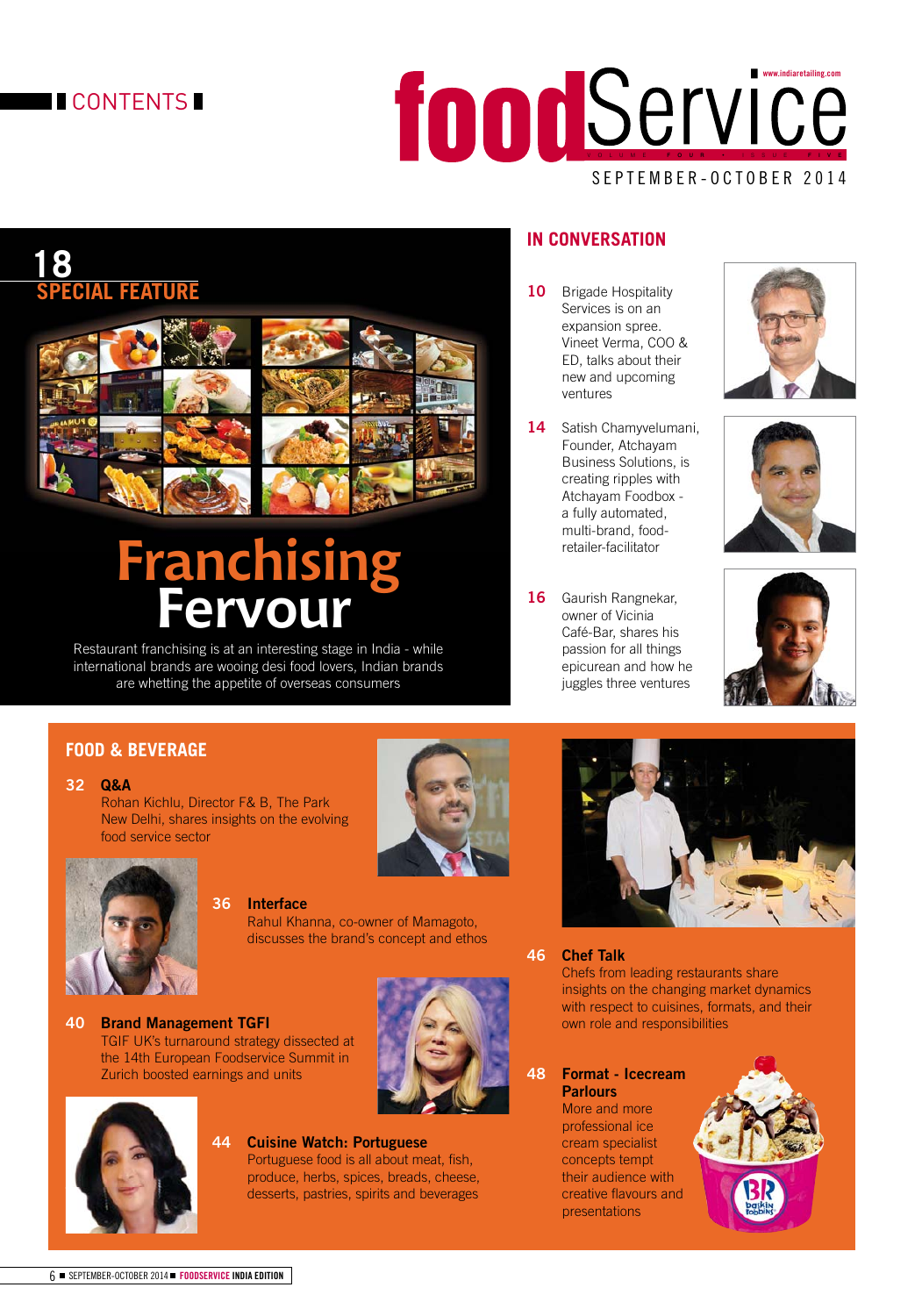# CONTENTS

**foodService**

www.indiaretailing.com

VOLUME FOUR • ISSUE FIVE

SEPTEMBER-OCTOBER 2014

## 18 SPECIAL FEATURE

### Franchising Fervour

Restaurant franchising is at an interesting stage in India - while international brands are wooing desi food lovers, Indian brands are whetting the appetite of overseas consumers

## IN CONVERSATION

**10** Brigade Hospitality Services is on an expansion spree. Vineet Verma, COO & ED, talks about their new and upcoming ventures

**14** Satish Chamyvelumani, Founder, Atchayam Business Solutions, is creating ripples with Atchayam Foodbox - a fully automated, multi-brand, food-retailer-facilitator

**16** Gaurish Rangnekar, owner of Vicinia Café-Bar, shares his passion for all things epicurean and how he juggles three ventures

## FOOD & BEVERAGE

**32 Q&A**
Rohan Kichlu, Director F& B, The Park New Delhi, shares insights on the evolving food service sector

**36 Interface**
Rahul Khanna, co-owner of Mamagoto, discusses the brand's concept and ethos

**40 Brand Management TGFI**
TGIF UK's turnaround strategy dissected at the 14th European Foodservice Summit in Zurich boosted earnings and units

**44 Cuisine Watch: Portuguese**
Portuguese food is all about meat, fish, produce, herbs, spices, breads, cheese, desserts, pastries, spirits and beverages

**46 Chef Talk**
Chefs from leading restaurants share insights on the changing market dynamics with respect to cuisines, formats, and their own role and responsibilities

**48 Format - Icecream Parlours**
More and more professional ice cream specialist concepts tempt their audience with creative flavours and presentations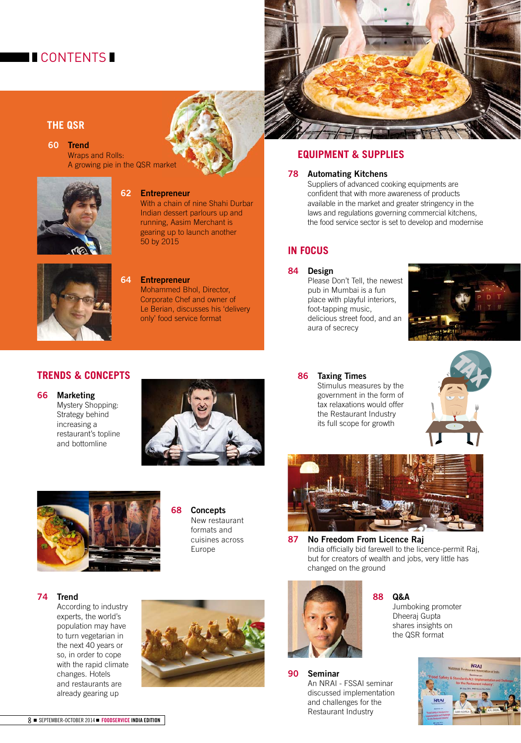# CONTENTS

## THE QSR

**60 Trend**
Wraps and Rolls:
A growing pie in the QSR market

**62 Entrepreneur**
With a chain of nine Shahi Durbar Indian dessert parlours up and running, Aasim Merchant is gearing up to launch another 50 by 2015

**64 Entrepreneur**
Mohammed Bhol, Director, Corporate Chef and owner of Le Berian, discusses his 'delivery only' food service format

## TRENDS & CONCEPTS

**66 Marketing**
Mystery Shopping: Strategy behind increasing a restaurant's topline and bottomline

**68 Concepts**
New restaurant formats and cuisines across Europe

**74 Trend**
According to industry experts, the world's population may have to turn vegetarian in the next 40 years or so, in order to cope with the rapid climate changes. Hotels and restaurants are already gearing up

## EQUIPMENT & SUPPLIES

**78 Automating Kitchens**
Suppliers of advanced cooking equipments are confident that with more awareness of products available in the market and greater stringency in the laws and regulations governing commercial kitchens, the food service sector is set to develop and modernise

## IN FOCUS

**84 Design**
Please Don't Tell, the newest pub in Mumbai is a fun place with playful interiors, foot-tapping music, delicious street food, and an aura of secrecy

**86 Taxing Times**
Stimulus measures by the government in the form of tax relaxations would offer the Restaurant Industry its full scope for growth

**87 No Freedom From Licence Raj**
India officially bid farewell to the licence-permit Raj, but for creators of wealth and jobs, very little has changed on the ground

**88 Q&A**
Jumboking promoter Dheeraj Gupta shares insights on the QSR format

**90 Seminar**
An NRAI - FSSAI seminar discussed implementation and challenges for the Restaurant Industry